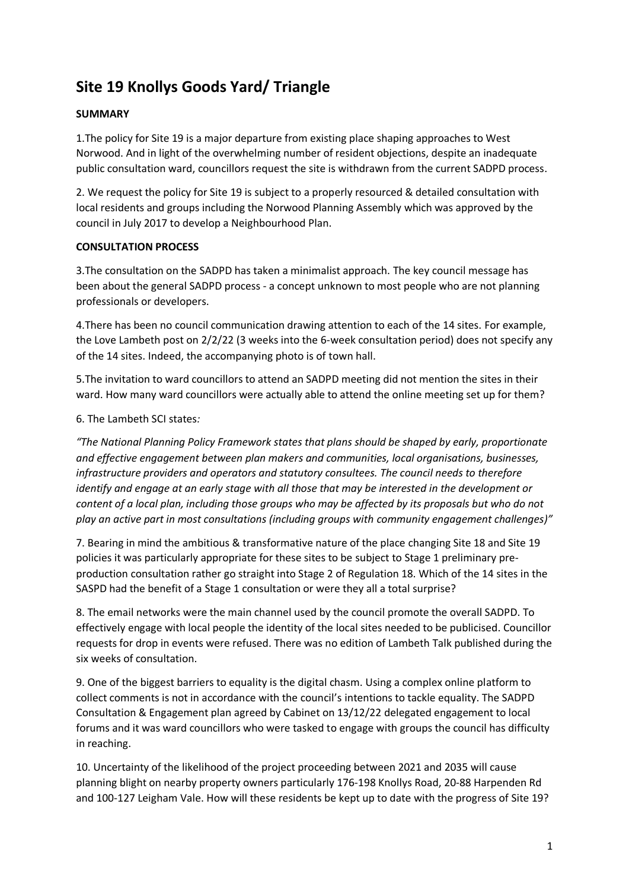# Site 19 Knollys Goods Yard/ Triangle

**SUMMARY**

1.The policy for Site 19 is a major departure from existing place shaping approaches to West Norwood. And in light of the overwhelming number of resident objections, despite an inadequate public consultation ward, councillors request the site is withdrawn from the current SADPD process.

2. We request the policy for Site 19 is subject to a properly resourced & detailed consultation with local residents and groups including the Norwood Planning Assembly which was approved by the council in July 2017 to develop a Neighbourhood Plan.

**CONSULTATION PROCESS**

3.The consultation on the SADPD has taken a minimalist approach. The key council message has been about the general SADPD process - a concept unknown to most people who are not planning professionals or developers.

4.There has been no council communication drawing attention to each of the 14 sites. For example, the Love Lambeth post on 2/2/22 (3 weeks into the 6-week consultation period) does not specify any of the 14 sites. Indeed, the accompanying photo is of town hall.

5.The invitation to ward councillors to attend an SADPD meeting did not mention the sites in their ward. How many ward councillors were actually able to attend the online meeting set up for them?

6. The Lambeth SCI states*:*

*"The National Planning Policy Framework states that plans should be shaped by early, proportionate and effective engagement between plan makers and communities, local organisations, businesses, infrastructure providers and operators and statutory consultees. The council needs to therefore identify and engage at an early stage with all those that may be interested in the development or content of a local plan, including those groups who may be affected by its proposals but who do not play an active part in most consultations (including groups with community engagement challenges)"*

7. Bearing in mind the ambitious & transformative nature of the place changing Site 18 and Site 19 policies it was particularly appropriate for these sites to be subject to Stage 1 preliminary pre-production consultation rather go straight into Stage 2 of Regulation 18. Which of the 14 sites in the SASPD had the benefit of a Stage 1 consultation or were they all a total surprise?

8. The email networks were the main channel used by the council promote the overall SADPD. To effectively engage with local people the identity of the local sites needed to be publicised. Councillor requests for drop in events were refused. There was no edition of Lambeth Talk published during the six weeks of consultation.

9. One of the biggest barriers to equality is the digital chasm. Using a complex online platform to collect comments is not in accordance with the council's intentions to tackle equality. The SADPD Consultation & Engagement plan agreed by Cabinet on 13/12/22 delegated engagement to local forums and it was ward councillors who were tasked to engage with groups the council has difficulty in reaching.

10. Uncertainty of the likelihood of the project proceeding between 2021 and 2035 will cause planning blight on nearby property owners particularly 176-198 Knollys Road, 20-88 Harpenden Rd and 100-127 Leigham Vale. How will these residents be kept up to date with the progress of Site 19?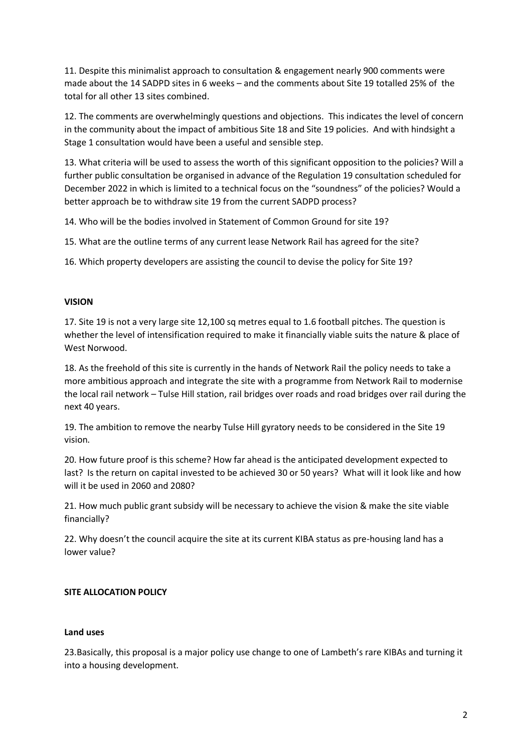11. Despite this minimalist approach to consultation & engagement nearly 900 comments were made about the 14 SADPD sites in 6 weeks – and the comments about Site 19 totalled 25% of the total for all other 13 sites combined.

12. The comments are overwhelmingly questions and objections. This indicates the level of concern in the community about the impact of ambitious Site 18 and Site 19 policies. And with hindsight a Stage 1 consultation would have been a useful and sensible step.

13. What criteria will be used to assess the worth of this significant opposition to the policies? Will a further public consultation be organised in advance of the Regulation 19 consultation scheduled for December 2022 in which is limited to a technical focus on the "soundness" of the policies? Would a better approach be to withdraw site 19 from the current SADPD process?

14. Who will be the bodies involved in Statement of Common Ground for site 19?

15. What are the outline terms of any current lease Network Rail has agreed for the site?

16. Which property developers are assisting the council to devise the policy for Site 19?

**VISION**

17. Site 19 is not a very large site 12,100 sq metres equal to 1.6 football pitches. The question is whether the level of intensification required to make it financially viable suits the nature & place of West Norwood.

18. As the freehold of this site is currently in the hands of Network Rail the policy needs to take a more ambitious approach and integrate the site with a programme from Network Rail to modernise the local rail network – Tulse Hill station, rail bridges over roads and road bridges over rail during the next 40 years.

19. The ambition to remove the nearby Tulse Hill gyratory needs to be considered in the Site 19 vision.

20. How future proof is this scheme? How far ahead is the anticipated development expected to last? Is the return on capital invested to be achieved 30 or 50 years? What will it look like and how will it be used in 2060 and 2080?

21. How much public grant subsidy will be necessary to achieve the vision & make the site viable financially?

22. Why doesn't the council acquire the site at its current KIBA status as pre-housing land has a lower value?

**SITE ALLOCATION POLICY**

**Land uses**

23.Basically, this proposal is a major policy use change to one of Lambeth's rare KIBAs and turning it into a housing development.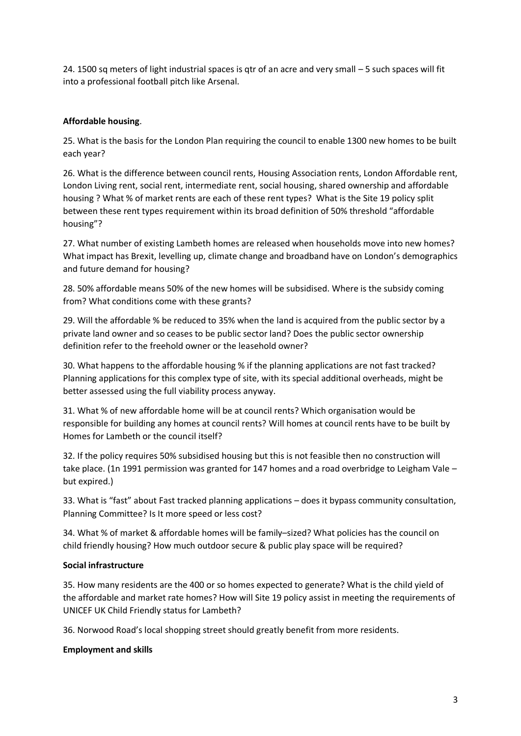24. 1500 sq meters of light industrial spaces is qtr of an acre and very small – 5 such spaces will fit into a professional football pitch like Arsenal.

**Affordable housing**.

25. What is the basis for the London Plan requiring the council to enable 1300 new homes to be built each year?

26. What is the difference between council rents, Housing Association rents, London Affordable rent, London Living rent, social rent, intermediate rent, social housing, shared ownership and affordable housing ? What % of market rents are each of these rent types? What is the Site 19 policy split between these rent types requirement within its broad definition of 50% threshold "affordable housing"?

27. What number of existing Lambeth homes are released when households move into new homes? What impact has Brexit, levelling up, climate change and broadband have on London's demographics and future demand for housing?

28. 50% affordable means 50% of the new homes will be subsidised. Where is the subsidy coming from? What conditions come with these grants?

29. Will the affordable % be reduced to 35% when the land is acquired from the public sector by a private land owner and so ceases to be public sector land? Does the public sector ownership definition refer to the freehold owner or the leasehold owner?

30. What happens to the affordable housing % if the planning applications are not fast tracked? Planning applications for this complex type of site, with its special additional overheads, might be better assessed using the full viability process anyway.

31. What % of new affordable home will be at council rents? Which organisation would be responsible for building any homes at council rents? Will homes at council rents have to be built by Homes for Lambeth or the council itself?

32. If the policy requires 50% subsidised housing but this is not feasible then no construction will take place. (1n 1991 permission was granted for 147 homes and a road overbridge to Leigham Vale – but expired.)

33. What is "fast" about Fast tracked planning applications – does it bypass community consultation, Planning Committee? Is It more speed or less cost?

34. What % of market & affordable homes will be family–sized? What policies has the council on child friendly housing? How much outdoor secure & public play space will be required?

**Social infrastructure**

35. How many residents are the 400 or so homes expected to generate? What is the child yield of the affordable and market rate homes? How will Site 19 policy assist in meeting the requirements of UNICEF UK Child Friendly status for Lambeth?

36. Norwood Road's local shopping street should greatly benefit from more residents.

**Employment and skills**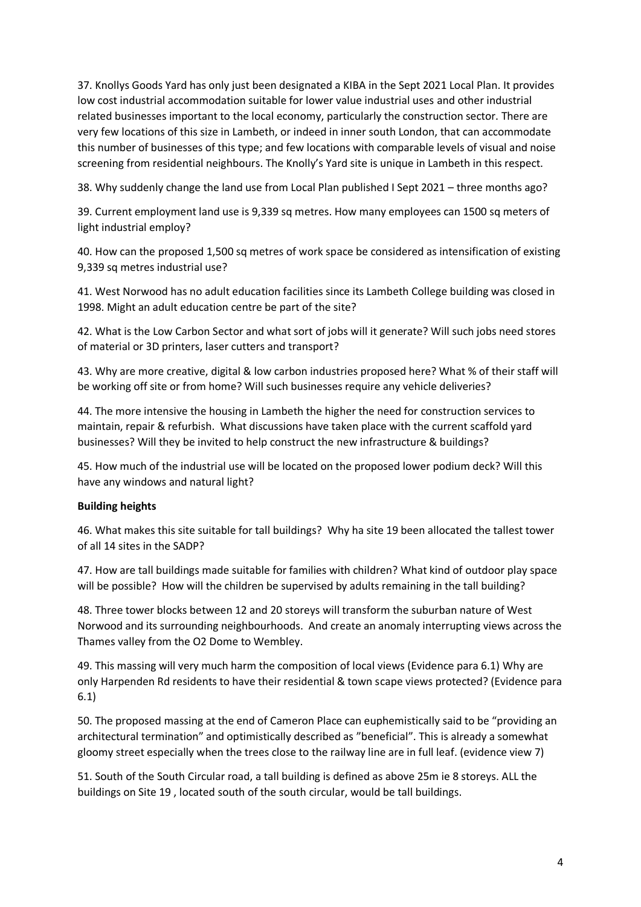37. Knollys Goods Yard has only just been designated a KIBA in the Sept 2021 Local Plan. It provides low cost industrial accommodation suitable for lower value industrial uses and other industrial related businesses important to the local economy, particularly the construction sector. There are very few locations of this size in Lambeth, or indeed in inner south London, that can accommodate this number of businesses of this type; and few locations with comparable levels of visual and noise screening from residential neighbours. The Knolly's Yard site is unique in Lambeth in this respect.

38. Why suddenly change the land use from Local Plan published I Sept 2021 – three months ago?

39. Current employment land use is 9,339 sq metres. How many employees can 1500 sq meters of light industrial employ?

40. How can the proposed 1,500 sq metres of work space be considered as intensification of existing 9,339 sq metres industrial use?

41. West Norwood has no adult education facilities since its Lambeth College building was closed in 1998. Might an adult education centre be part of the site?

42. What is the Low Carbon Sector and what sort of jobs will it generate? Will such jobs need stores of material or 3D printers, laser cutters and transport?

43. Why are more creative, digital & low carbon industries proposed here? What % of their staff will be working off site or from home? Will such businesses require any vehicle deliveries?

44. The more intensive the housing in Lambeth the higher the need for construction services to maintain, repair & refurbish. What discussions have taken place with the current scaffold yard businesses? Will they be invited to help construct the new infrastructure & buildings?

45. How much of the industrial use will be located on the proposed lower podium deck? Will this have any windows and natural light?

**Building heights**

46. What makes this site suitable for tall buildings? Why ha site 19 been allocated the tallest tower of all 14 sites in the SADP?

47. How are tall buildings made suitable for families with children? What kind of outdoor play space will be possible? How will the children be supervised by adults remaining in the tall building?

48. Three tower blocks between 12 and 20 storeys will transform the suburban nature of West Norwood and its surrounding neighbourhoods. And create an anomaly interrupting views across the Thames valley from the O2 Dome to Wembley.

49. This massing will very much harm the composition of local views (Evidence para 6.1) Why are only Harpenden Rd residents to have their residential & town scape views protected? (Evidence para 6.1)

50. The proposed massing at the end of Cameron Place can euphemistically said to be "providing an architectural termination" and optimistically described as "beneficial". This is already a somewhat gloomy street especially when the trees close to the railway line are in full leaf. (evidence view 7)

51. South of the South Circular road, a tall building is defined as above 25m ie 8 storeys. ALL the buildings on Site 19 , located south of the south circular, would be tall buildings.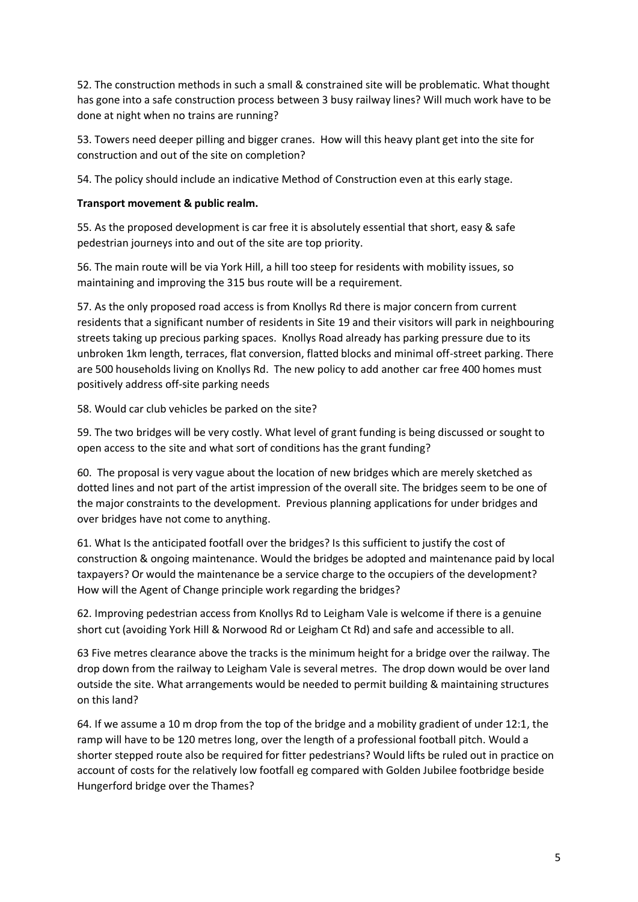52. The construction methods in such a small & constrained site will be problematic. What thought has gone into a safe construction process between 3 busy railway lines? Will much work have to be done at night when no trains are running?

53. Towers need deeper pilling and bigger cranes. How will this heavy plant get into the site for construction and out of the site on completion?

54. The policy should include an indicative Method of Construction even at this early stage.

**Transport movement & public realm.**

55. As the proposed development is car free it is absolutely essential that short, easy & safe pedestrian journeys into and out of the site are top priority.

56. The main route will be via York Hill, a hill too steep for residents with mobility issues, so maintaining and improving the 315 bus route will be a requirement.

57. As the only proposed road access is from Knollys Rd there is major concern from current residents that a significant number of residents in Site 19 and their visitors will park in neighbouring streets taking up precious parking spaces. Knollys Road already has parking pressure due to its unbroken 1km length, terraces, flat conversion, flatted blocks and minimal off-street parking. There are 500 households living on Knollys Rd. The new policy to add another car free 400 homes must positively address off-site parking needs

58. Would car club vehicles be parked on the site?

59. The two bridges will be very costly. What level of grant funding is being discussed or sought to open access to the site and what sort of conditions has the grant funding?

60. The proposal is very vague about the location of new bridges which are merely sketched as dotted lines and not part of the artist impression of the overall site. The bridges seem to be one of the major constraints to the development. Previous planning applications for under bridges and over bridges have not come to anything.

61. What Is the anticipated footfall over the bridges? Is this sufficient to justify the cost of construction & ongoing maintenance. Would the bridges be adopted and maintenance paid by local taxpayers? Or would the maintenance be a service charge to the occupiers of the development? How will the Agent of Change principle work regarding the bridges?

62. Improving pedestrian access from Knollys Rd to Leigham Vale is welcome if there is a genuine short cut (avoiding York Hill & Norwood Rd or Leigham Ct Rd) and safe and accessible to all.

63 Five metres clearance above the tracks is the minimum height for a bridge over the railway. The drop down from the railway to Leigham Vale is several metres. The drop down would be over land outside the site. What arrangements would be needed to permit building & maintaining structures on this land?

64. If we assume a 10 m drop from the top of the bridge and a mobility gradient of under 12:1, the ramp will have to be 120 metres long, over the length of a professional football pitch. Would a shorter stepped route also be required for fitter pedestrians? Would lifts be ruled out in practice on account of costs for the relatively low footfall eg compared with Golden Jubilee footbridge beside Hungerford bridge over the Thames?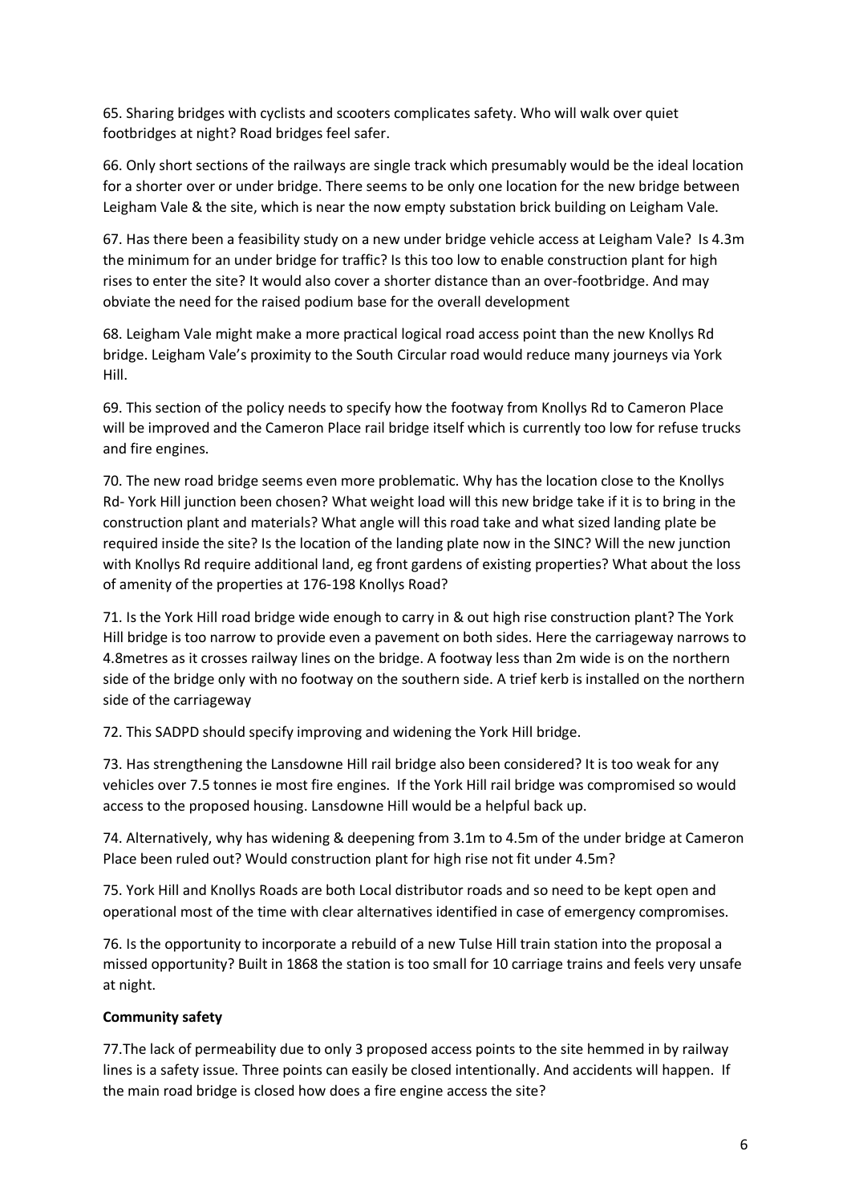65. Sharing bridges with cyclists and scooters complicates safety. Who will walk over quiet footbridges at night? Road bridges feel safer.

66. Only short sections of the railways are single track which presumably would be the ideal location for a shorter over or under bridge. There seems to be only one location for the new bridge between Leigham Vale & the site, which is near the now empty substation brick building on Leigham Vale.

67. Has there been a feasibility study on a new under bridge vehicle access at Leigham Vale? Is 4.3m the minimum for an under bridge for traffic? Is this too low to enable construction plant for high rises to enter the site? It would also cover a shorter distance than an over-footbridge. And may obviate the need for the raised podium base for the overall development

68. Leigham Vale might make a more practical logical road access point than the new Knollys Rd bridge. Leigham Vale's proximity to the South Circular road would reduce many journeys via York Hill.

69. This section of the policy needs to specify how the footway from Knollys Rd to Cameron Place will be improved and the Cameron Place rail bridge itself which is currently too low for refuse trucks and fire engines.

70. The new road bridge seems even more problematic. Why has the location close to the Knollys Rd- York Hill junction been chosen? What weight load will this new bridge take if it is to bring in the construction plant and materials? What angle will this road take and what sized landing plate be required inside the site? Is the location of the landing plate now in the SINC? Will the new junction with Knollys Rd require additional land, eg front gardens of existing properties? What about the loss of amenity of the properties at 176-198 Knollys Road?

71. Is the York Hill road bridge wide enough to carry in & out high rise construction plant? The York Hill bridge is too narrow to provide even a pavement on both sides. Here the carriageway narrows to 4.8metres as it crosses railway lines on the bridge. A footway less than 2m wide is on the northern side of the bridge only with no footway on the southern side. A trief kerb is installed on the northern side of the carriageway

72. This SADPD should specify improving and widening the York Hill bridge.

73. Has strengthening the Lansdowne Hill rail bridge also been considered? It is too weak for any vehicles over 7.5 tonnes ie most fire engines. If the York Hill rail bridge was compromised so would access to the proposed housing. Lansdowne Hill would be a helpful back up.

74. Alternatively, why has widening & deepening from 3.1m to 4.5m of the under bridge at Cameron Place been ruled out? Would construction plant for high rise not fit under 4.5m?

75. York Hill and Knollys Roads are both Local distributor roads and so need to be kept open and operational most of the time with clear alternatives identified in case of emergency compromises.

76. Is the opportunity to incorporate a rebuild of a new Tulse Hill train station into the proposal a missed opportunity? Built in 1868 the station is too small for 10 carriage trains and feels very unsafe at night.

**Community safety**

77.The lack of permeability due to only 3 proposed access points to the site hemmed in by railway lines is a safety issue. Three points can easily be closed intentionally. And accidents will happen. If the main road bridge is closed how does a fire engine access the site?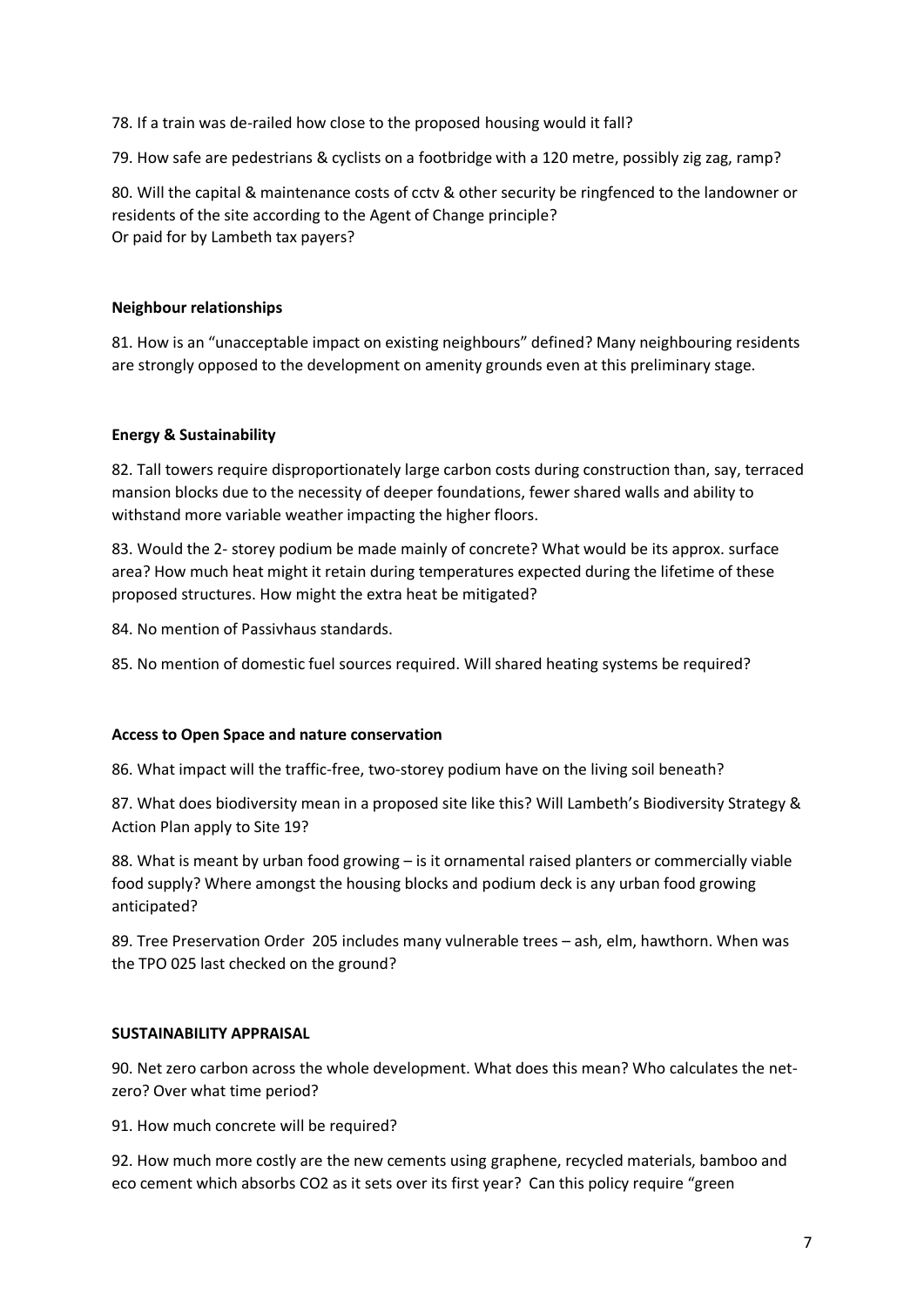78. If a train was de-railed how close to the proposed housing would it fall?

79. How safe are pedestrians & cyclists on a footbridge with a 120 metre, possibly zig zag, ramp?

80. Will the capital & maintenance costs of cctv & other security be ringfenced to the landowner or residents of the site according to the Agent of Change principle?
Or paid for by Lambeth tax payers?

**Neighbour relationships**

81. How is an "unacceptable impact on existing neighbours" defined? Many neighbouring residents are strongly opposed to the development on amenity grounds even at this preliminary stage.

**Energy & Sustainability**

82. Tall towers require disproportionately large carbon costs during construction than, say, terraced mansion blocks due to the necessity of deeper foundations, fewer shared walls and ability to withstand more variable weather impacting the higher floors.

83. Would the 2- storey podium be made mainly of concrete? What would be its approx. surface area? How much heat might it retain during temperatures expected during the lifetime of these proposed structures. How might the extra heat be mitigated?

84. No mention of Passivhaus standards.

85. No mention of domestic fuel sources required. Will shared heating systems be required?

**Access to Open Space and nature conservation**

86. What impact will the traffic-free, two-storey podium have on the living soil beneath?

87. What does biodiversity mean in a proposed site like this? Will Lambeth's Biodiversity Strategy & Action Plan apply to Site 19?

88. What is meant by urban food growing – is it ornamental raised planters or commercially viable food supply? Where amongst the housing blocks and podium deck is any urban food growing anticipated?

89. Tree Preservation Order 205 includes many vulnerable trees – ash, elm, hawthorn. When was the TPO 025 last checked on the ground?

**SUSTAINABILITY APPRAISAL**

90. Net zero carbon across the whole development. What does this mean? Who calculates the net-zero? Over what time period?

91. How much concrete will be required?

92. How much more costly are the new cements using graphene, recycled materials, bamboo and eco cement which absorbs $CO_2$ as it sets over its first year? Can this policy require "green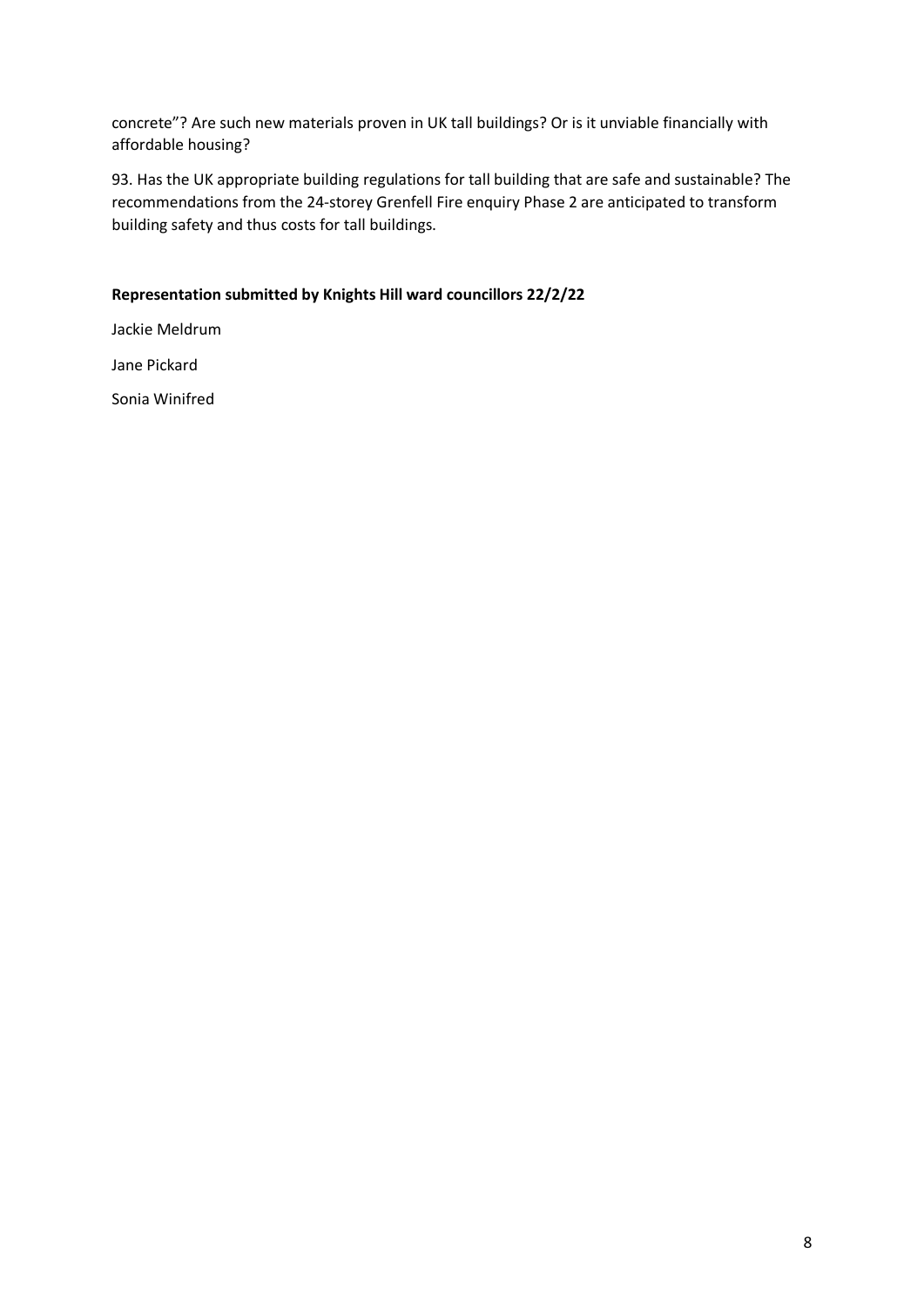concrete"? Are such new materials proven in UK tall buildings? Or is it unviable financially with affordable housing?

93. Has the UK appropriate building regulations for tall building that are safe and sustainable? The recommendations from the 24-storey Grenfell Fire enquiry Phase 2 are anticipated to transform building safety and thus costs for tall buildings.

**Representation submitted by Knights Hill ward councillors 22/2/22**

Jackie Meldrum

Jane Pickard

Sonia Winifred